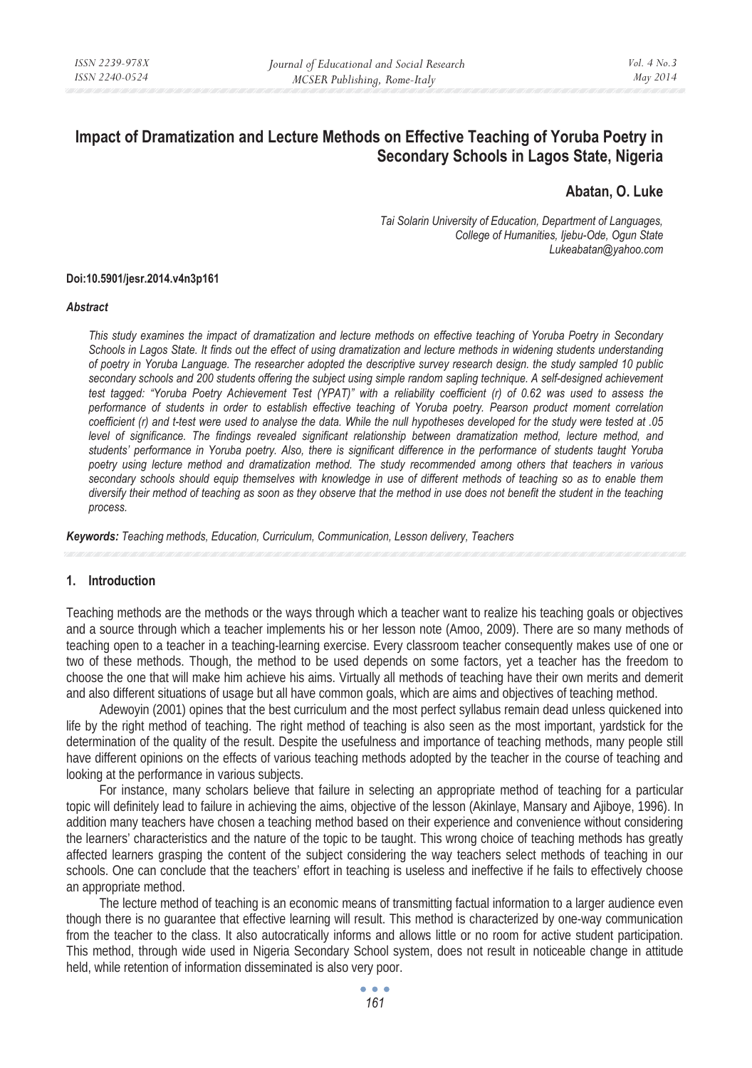# Impact of Dramatization and Lecture Methods on Effective Teaching of Yoruba Poetry in Secondary Schools in Lagos State, Nigeria

**Abatan, O. Luke**

*Tai Solarin University of Education, Department of Languages, College of Humanities, Ijebu-Ode, Ogun State*
*Lukeabatan@yahoo.com*

**Doi:10.5901/jesr.2014.v4n3p161**

### *Abstract*

*This study examines the impact of dramatization and lecture methods on effective teaching of Yoruba Poetry in Secondary Schools in Lagos State. It finds out the effect of using dramatization and lecture methods in widening students understanding of poetry in Yoruba Language. The researcher adopted the descriptive survey research design. the study sampled 10 public secondary schools and 200 students offering the subject using simple random sapling technique. A self-designed achievement test tagged: "Yoruba Poetry Achievement Test (YPAT)" with a reliability coefficient (r) of 0.62 was used to assess the performance of students in order to establish effective teaching of Yoruba poetry. Pearson product moment correlation coefficient (r) and t-test were used to analyse the data. While the null hypotheses developed for the study were tested at .05 level of significance. The findings revealed significant relationship between dramatization method, lecture method, and students' performance in Yoruba poetry. Also, there is significant difference in the performance of students taught Yoruba poetry using lecture method and dramatization method. The study recommended among others that teachers in various secondary schools should equip themselves with knowledge in use of different methods of teaching so as to enable them diversify their method of teaching as soon as they observe that the method in use does not benefit the student in the teaching process.*

***Keywords:*** *Teaching methods, Education, Curriculum, Communication, Lesson delivery, Teachers*

## 1. Introduction

Teaching methods are the methods or the ways through which a teacher want to realize his teaching goals or objectives and a source through which a teacher implements his or her lesson note (Amoo, 2009). There are so many methods of teaching open to a teacher in a teaching-learning exercise. Every classroom teacher consequently makes use of one or two of these methods. Though, the method to be used depends on some factors, yet a teacher has the freedom to choose the one that will make him achieve his aims. Virtually all methods of teaching have their own merits and demerit and also different situations of usage but all have common goals, which are aims and objectives of teaching method.

Adewoyin (2001) opines that the best curriculum and the most perfect syllabus remain dead unless quickened into life by the right method of teaching. The right method of teaching is also seen as the most important, yardstick for the determination of the quality of the result. Despite the usefulness and importance of teaching methods, many people still have different opinions on the effects of various teaching methods adopted by the teacher in the course of teaching and looking at the performance in various subjects.

For instance, many scholars believe that failure in selecting an appropriate method of teaching for a particular topic will definitely lead to failure in achieving the aims, objective of the lesson (Akinlaye, Mansary and Ajiboye, 1996). In addition many teachers have chosen a teaching method based on their experience and convenience without considering the learners' characteristics and the nature of the topic to be taught. This wrong choice of teaching methods has greatly affected learners grasping the content of the subject considering the way teachers select methods of teaching in our schools. One can conclude that the teachers' effort in teaching is useless and ineffective if he fails to effectively choose an appropriate method.

The lecture method of teaching is an economic means of transmitting factual information to a larger audience even though there is no guarantee that effective learning will result. This method is characterized by one-way communication from the teacher to the class. It also autocratically informs and allows little or no room for active student participation. This method, through wide used in Nigeria Secondary School system, does not result in noticeable change in attitude held, while retention of information disseminated is also very poor.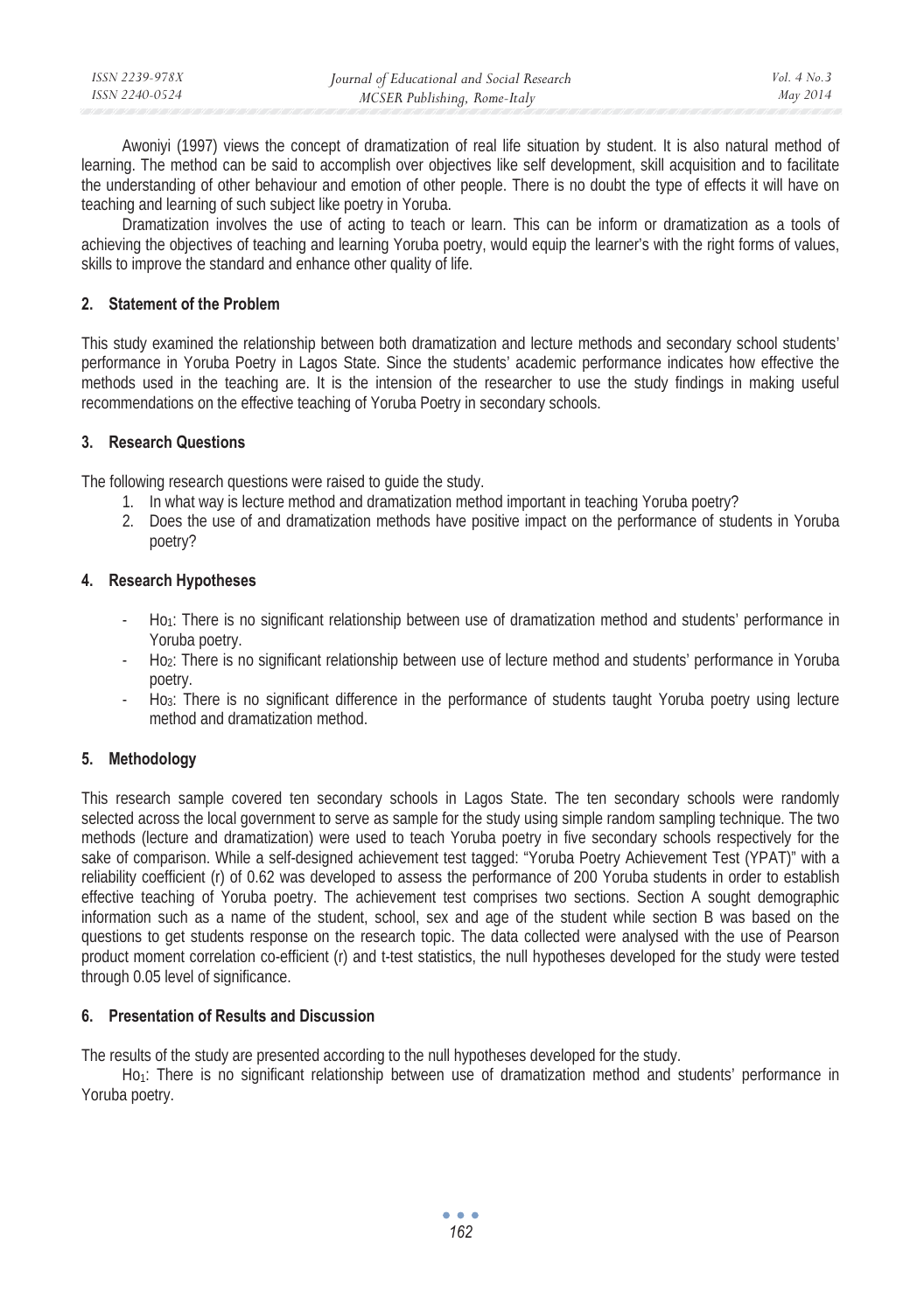Awoniyi (1997) views the concept of dramatization of real life situation by student. It is also natural method of learning. The method can be said to accomplish over objectives like self development, skill acquisition and to facilitate the understanding of other behaviour and emotion of other people. There is no doubt the type of effects it will have on teaching and learning of such subject like poetry in Yoruba.

Dramatization involves the use of acting to teach or learn. This can be inform or dramatization as a tools of achieving the objectives of teaching and learning Yoruba poetry, would equip the learner's with the right forms of values, skills to improve the standard and enhance other quality of life.

## 2. Statement of the Problem

This study examined the relationship between both dramatization and lecture methods and secondary school students' performance in Yoruba Poetry in Lagos State. Since the students' academic performance indicates how effective the methods used in the teaching are. It is the intension of the researcher to use the study findings in making useful recommendations on the effective teaching of Yoruba Poetry in secondary schools.

## 3. Research Questions

The following research questions were raised to guide the study.

1. In what way is lecture method and dramatization method important in teaching Yoruba poetry?
2. Does the use of and dramatization methods have positive impact on the performance of students in Yoruba poetry?

## 4. Research Hypotheses

- $Ho_1$: There is no significant relationship between use of dramatization method and students' performance in Yoruba poetry.
- $Ho_2$: There is no significant relationship between use of lecture method and students' performance in Yoruba poetry.
- $Ho_3$: There is no significant difference in the performance of students taught Yoruba poetry using lecture method and dramatization method.

## 5. Methodology

This research sample covered ten secondary schools in Lagos State. The ten secondary schools were randomly selected across the local government to serve as sample for the study using simple random sampling technique. The two methods (lecture and dramatization) were used to teach Yoruba poetry in five secondary schools respectively for the sake of comparison. While a self-designed achievement test tagged: "Yoruba Poetry Achievement Test (YPAT)" with a reliability coefficient (r) of 0.62 was developed to assess the performance of 200 Yoruba students in order to establish effective teaching of Yoruba poetry. The achievement test comprises two sections. Section A sought demographic information such as a name of the student, school, sex and age of the student while section B was based on the questions to get students response on the research topic. The data collected were analysed with the use of Pearson product moment correlation co-efficient (r) and t-test statistics, the null hypotheses developed for the study were tested through 0.05 level of significance.

## 6. Presentation of Results and Discussion

The results of the study are presented according to the null hypotheses developed for the study.

$Ho_1$: There is no significant relationship between use of dramatization method and students' performance in Yoruba poetry.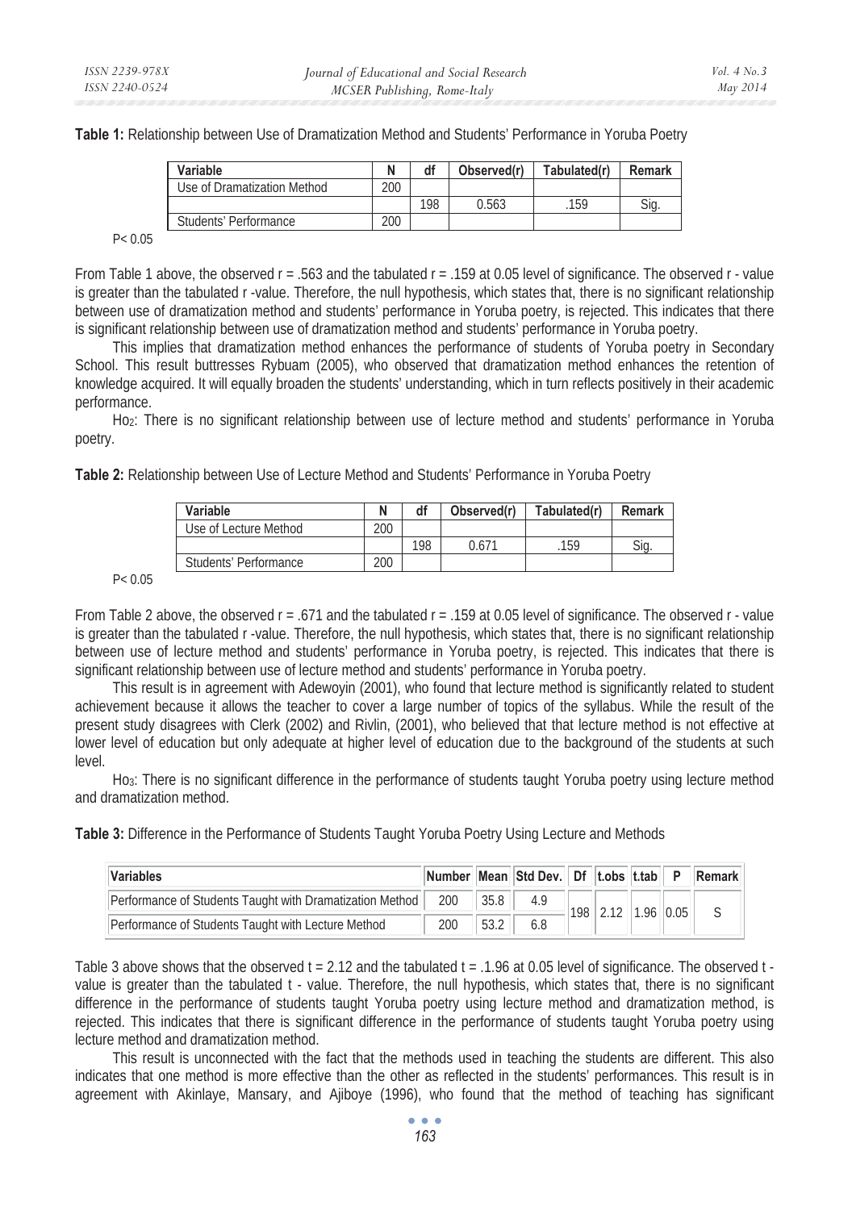**Table 1:** Relationship between Use of Dramatization Method and Students' Performance in Yoruba Poetry

| Variable | N | df | Observed(r) | Tabulated(r) | Remark |
|---|---|---|---|---|---|
| Use of Dramatization Method | 200 | | | | |
| | | 198 | 0.563 | .159 | Sig. |
| Students' Performance | 200 | | | | |

$P < 0.05$

From Table 1 above, the observed r = .563 and the tabulated r = .159 at 0.05 level of significance. The observed r - value is greater than the tabulated r -value. Therefore, the null hypothesis, which states that, there is no significant relationship between use of dramatization method and students' performance in Yoruba poetry, is rejected. This indicates that there is significant relationship between use of dramatization method and students' performance in Yoruba poetry.

This implies that dramatization method enhances the performance of students of Yoruba poetry in Secondary School. This result buttresses Rybuam (2005), who observed that dramatization method enhances the retention of knowledge acquired. It will equally broaden the students' understanding, which in turn reflects positively in their academic performance.

$Ho_2$: There is no significant relationship between use of lecture method and students' performance in Yoruba poetry.

**Table 2:** Relationship between Use of Lecture Method and Students' Performance in Yoruba Poetry

| Variable | N | df | Observed(r) | Tabulated(r) | Remark |
|---|---|---|---|---|---|
| Use of Lecture Method | 200 | | | | |
| | | 198 | 0.671 | .159 | Sig. |
| Students' Performance | 200 | | | | |

$P < 0.05$

From Table 2 above, the observed r = .671 and the tabulated r = .159 at 0.05 level of significance. The observed r - value is greater than the tabulated r -value. Therefore, the null hypothesis, which states that, there is no significant relationship between use of lecture method and students' performance in Yoruba poetry, is rejected. This indicates that there is significant relationship between use of lecture method and students' performance in Yoruba poetry.

This result is in agreement with Adewoyin (2001), who found that lecture method is significantly related to student achievement because it allows the teacher to cover a large number of topics of the syllabus. While the result of the present study disagrees with Clerk (2002) and Rivlin, (2001), who believed that that lecture method is not effective at lower level of education but only adequate at higher level of education due to the background of the students at such level.

$Ho_3$: There is no significant difference in the performance of students taught Yoruba poetry using lecture method and dramatization method.

**Table 3:** Difference in the Performance of Students Taught Yoruba Poetry Using Lecture and Methods

| Variables | Number | Mean | Std Dev. | Df | t.obs | t.tab | P | Remark |
|---|---|---|---|---|---|---|---|---|
| Performance of Students Taught with Dramatization Method | 200 | 35.8 | 4.9 | 198 | 2.12 | 1.96 | 0.05 | S |
| Performance of Students Taught with Lecture Method | 200 | 53.2 | 6.8 | | | | | |

Table 3 above shows that the observed t = 2.12 and the tabulated t = .1.96 at 0.05 level of significance. The observed t - value is greater than the tabulated t - value. Therefore, the null hypothesis, which states that, there is no significant difference in the performance of students taught Yoruba poetry using lecture method and dramatization method, is rejected. This indicates that there is significant difference in the performance of students taught Yoruba poetry using lecture method and dramatization method.

This result is unconnected with the fact that the methods used in teaching the students are different. This also indicates that one method is more effective than the other as reflected in the students' performances. This result is in agreement with Akinlaye, Mansary, and Ajiboye (1996), who found that the method of teaching has significant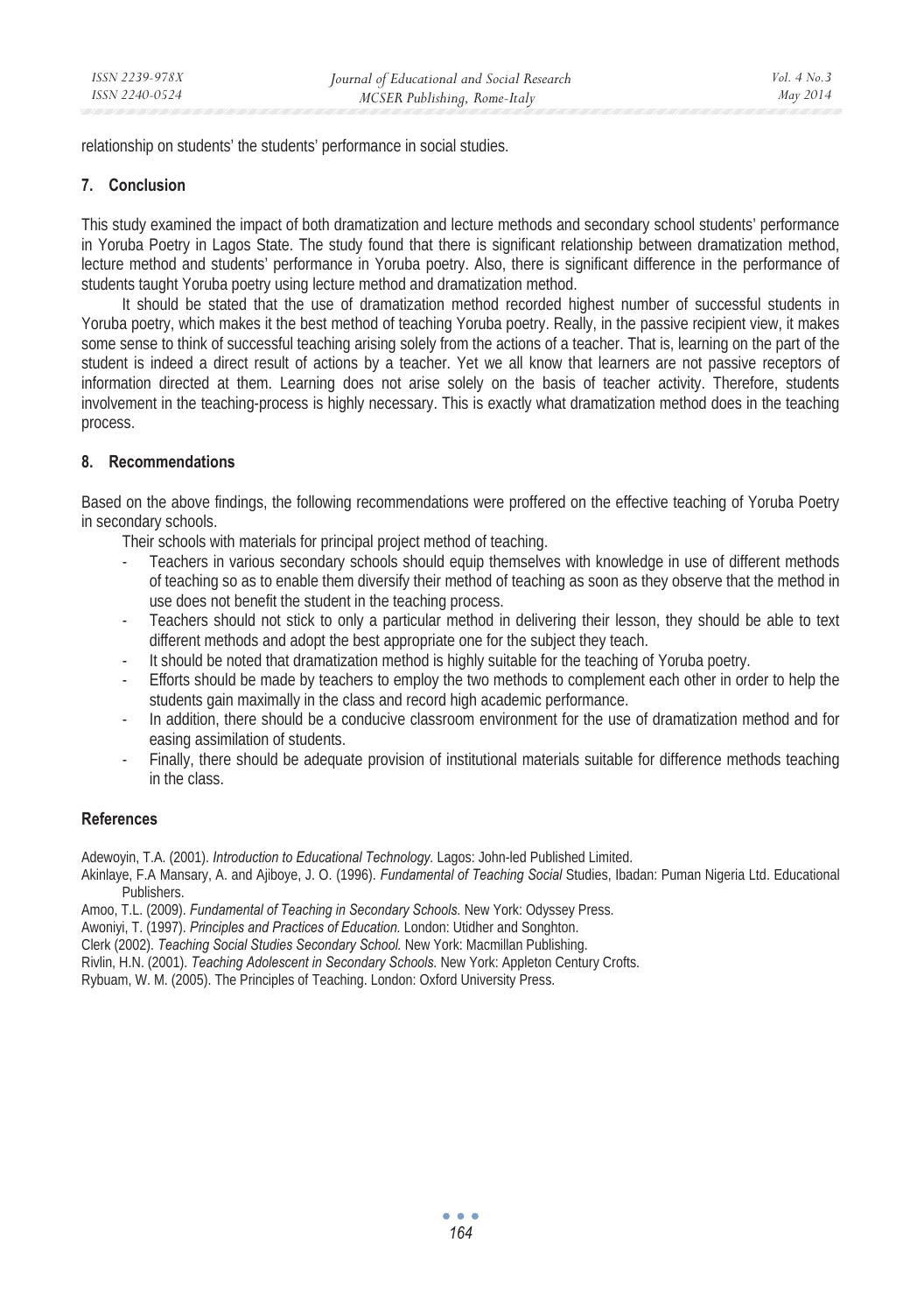relationship on students' the students' performance in social studies.

## 7. Conclusion

This study examined the impact of both dramatization and lecture methods and secondary school students' performance in Yoruba Poetry in Lagos State. The study found that there is significant relationship between dramatization method, lecture method and students' performance in Yoruba poetry. Also, there is significant difference in the performance of students taught Yoruba poetry using lecture method and dramatization method.

It should be stated that the use of dramatization method recorded highest number of successful students in Yoruba poetry, which makes it the best method of teaching Yoruba poetry. Really, in the passive recipient view, it makes some sense to think of successful teaching arising solely from the actions of a teacher. That is, learning on the part of the student is indeed a direct result of actions by a teacher. Yet we all know that learners are not passive receptors of information directed at them. Learning does not arise solely on the basis of teacher activity. Therefore, students involvement in the teaching-process is highly necessary. This is exactly what dramatization method does in the teaching process.

## 8. Recommendations

Based on the above findings, the following recommendations were proffered on the effective teaching of Yoruba Poetry in secondary schools.

Their schools with materials for principal project method of teaching.

- Teachers in various secondary schools should equip themselves with knowledge in use of different methods of teaching so as to enable them diversify their method of teaching as soon as they observe that the method in use does not benefit the student in the teaching process.
- Teachers should not stick to only a particular method in delivering their lesson, they should be able to text different methods and adopt the best appropriate one for the subject they teach.
- It should be noted that dramatization method is highly suitable for the teaching of Yoruba poetry.
- Efforts should be made by teachers to employ the two methods to complement each other in order to help the students gain maximally in the class and record high academic performance.
- In addition, there should be a conducive classroom environment for the use of dramatization method and for easing assimilation of students.
- Finally, there should be adequate provision of institutional materials suitable for difference methods teaching in the class.

## References

Adewoyin, T.A. (2001). *Introduction to Educational Technology.* Lagos: John-led Published Limited.

Akinlaye, F.A Mansary, A. and Ajiboye, J. O. (1996). *Fundamental of Teaching Social* Studies, Ibadan: Puman Nigeria Ltd. Educational Publishers.

Amoo, T.L. (2009). *Fundamental of Teaching in Secondary Schools.* New York: Odyssey Press.

Awoniyi, T. (1997). *Principles and Practices of Education.* London: Utidher and Songhton.

Clerk (2002). *Teaching Social Studies Secondary School.* New York: Macmillan Publishing.

Rivlin, H.N. (2001). *Teaching Adolescent in Secondary Schools.* New York: Appleton Century Crofts.

Rybuam, W. M. (2005). The Principles of Teaching. London: Oxford University Press.